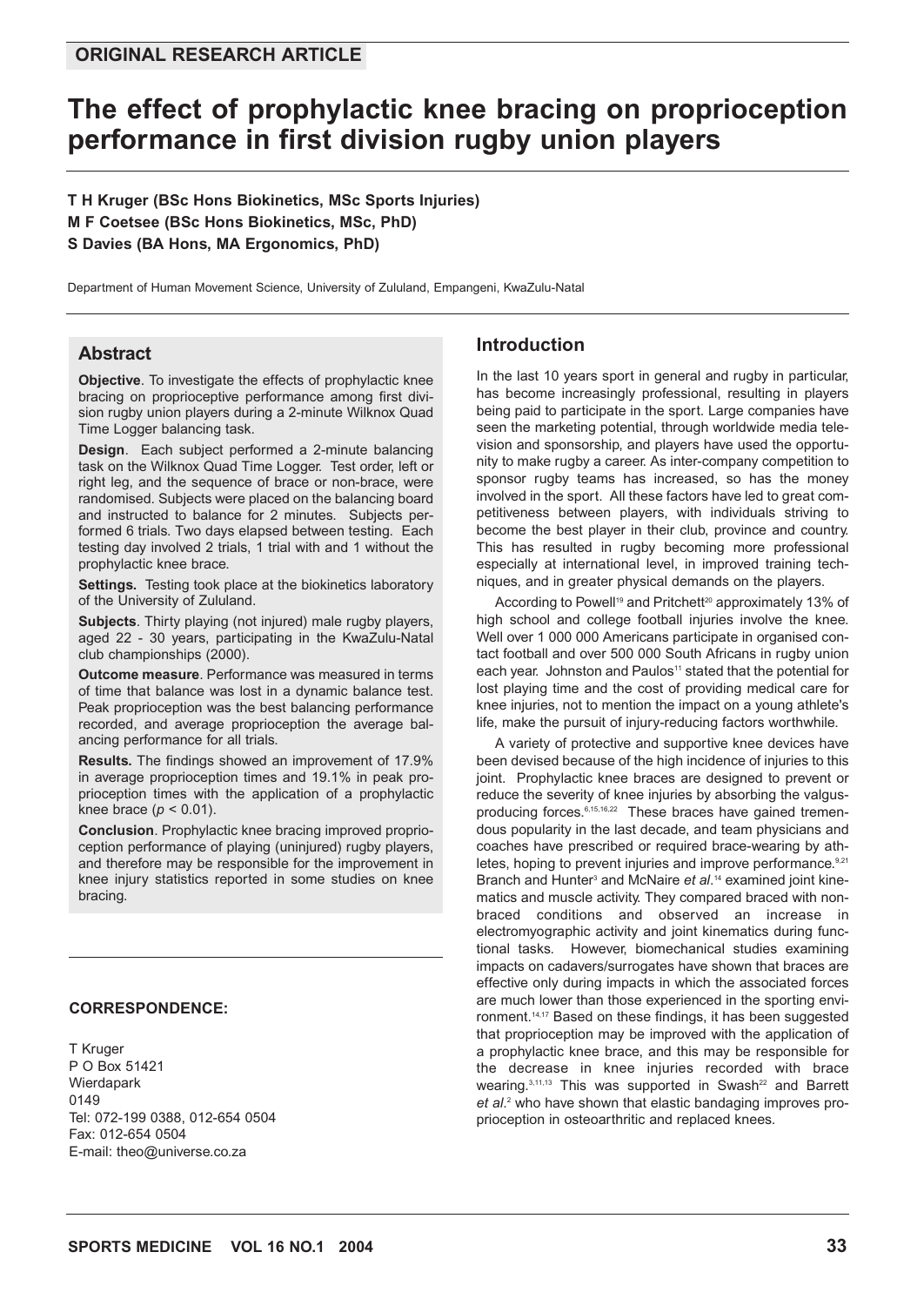**ORIGINAL RESEARCH ARTICLE**

# The effect of prophylactic knee bracing on proprioception performance in first division rugby union players

**T H Kruger (BSc Hons Biokinetics, MSc Sports Injuries)**
**M F Coetsee (BSc Hons Biokinetics, MSc, PhD)**
**S Davies (BA Hons, MA Ergonomics, PhD)**

Department of Human Movement Science, University of Zululand, Empangeni, KwaZulu-Natal

## Abstract

**Objective**. To investigate the effects of prophylactic knee bracing on proprioceptive performance among first division rugby union players during a 2-minute Wilknox Quad Time Logger balancing task.

**Design**. Each subject performed a 2-minute balancing task on the Wilknox Quad Time Logger. Test order, left or right leg, and the sequence of brace or non-brace, were randomised. Subjects were placed on the balancing board and instructed to balance for 2 minutes. Subjects performed 6 trials. Two days elapsed between testing. Each testing day involved 2 trials, 1 trial with and 1 without the prophylactic knee brace.

**Settings.** Testing took place at the biokinetics laboratory of the University of Zululand.

**Subjects**. Thirty playing (not injured) male rugby players, aged 22 - 30 years, participating in the KwaZulu-Natal club championships (2000).

**Outcome measure**. Performance was measured in terms of time that balance was lost in a dynamic balance test. Peak proprioception was the best balancing performance recorded, and average proprioception the average balancing performance for all trials.

**Results.** The findings showed an improvement of 17.9% in average proprioception times and 19.1% in peak proprioception times with the application of a prophylactic knee brace ($p < 0.01$).

**Conclusion**. Prophylactic knee bracing improved proprioception performance of playing (uninjured) rugby players, and therefore may be responsible for the improvement in knee injury statistics reported in some studies on knee bracing.

**CORRESPONDENCE:**

T Kruger
P O Box 51421
Wierdapark
0149
Tel: 072-199 0388, 012-654 0504
Fax: 012-654 0504
E-mail: theo@universe.co.za

## Introduction

In the last 10 years sport in general and rugby in particular, has become increasingly professional, resulting in players being paid to participate in the sport. Large companies have seen the marketing potential, through worldwide media television and sponsorship, and players have used the opportunity to make rugby a career. As inter-company competition to sponsor rugby teams has increased, so has the money involved in the sport. All these factors have led to great competitiveness between players, with individuals striving to become the best player in their club, province and country. This has resulted in rugby becoming more professional especially at international level, in improved training techniques, and in greater physical demands on the players.

According to Powell[19] and Pritchett[20] approximately 13% of high school and college football injuries involve the knee. Well over 1 000 000 Americans participate in organised contact football and over 500 000 South Africans in rugby union each year. Johnston and Paulos[11] stated that the potential for lost playing time and the cost of providing medical care for knee injuries, not to mention the impact on a young athlete's life, make the pursuit of injury-reducing factors worthwhile.

A variety of protective and supportive knee devices have been devised because of the high incidence of injuries to this joint. Prophylactic knee braces are designed to prevent or reduce the severity of knee injuries by absorbing the valgus-producing forces.[6,15,16,22] These braces have gained tremendous popularity in the last decade, and team physicians and coaches have prescribed or required brace-wearing by athletes, hoping to prevent injuries and improve performance.[9,21] Branch and Hunter[3] and McNaire *et al*.[14] examined joint kinematics and muscle activity. They compared braced with non-braced conditions and observed an increase in electromyographic activity and joint kinematics during functional tasks. However, biomechanical studies examining impacts on cadavers/surrogates have shown that braces are effective only during impacts in which the associated forces are much lower than those experienced in the sporting environment.[14,17] Based on these findings, it has been suggested that proprioception may be improved with the application of a prophylactic knee brace, and this may be responsible for the decrease in knee injuries recorded with brace wearing.[3,11,13] This was supported in Swash[22] and Barrett *et al*.[2] who have shown that elastic bandaging improves proprioception in osteoarthritic and replaced knees.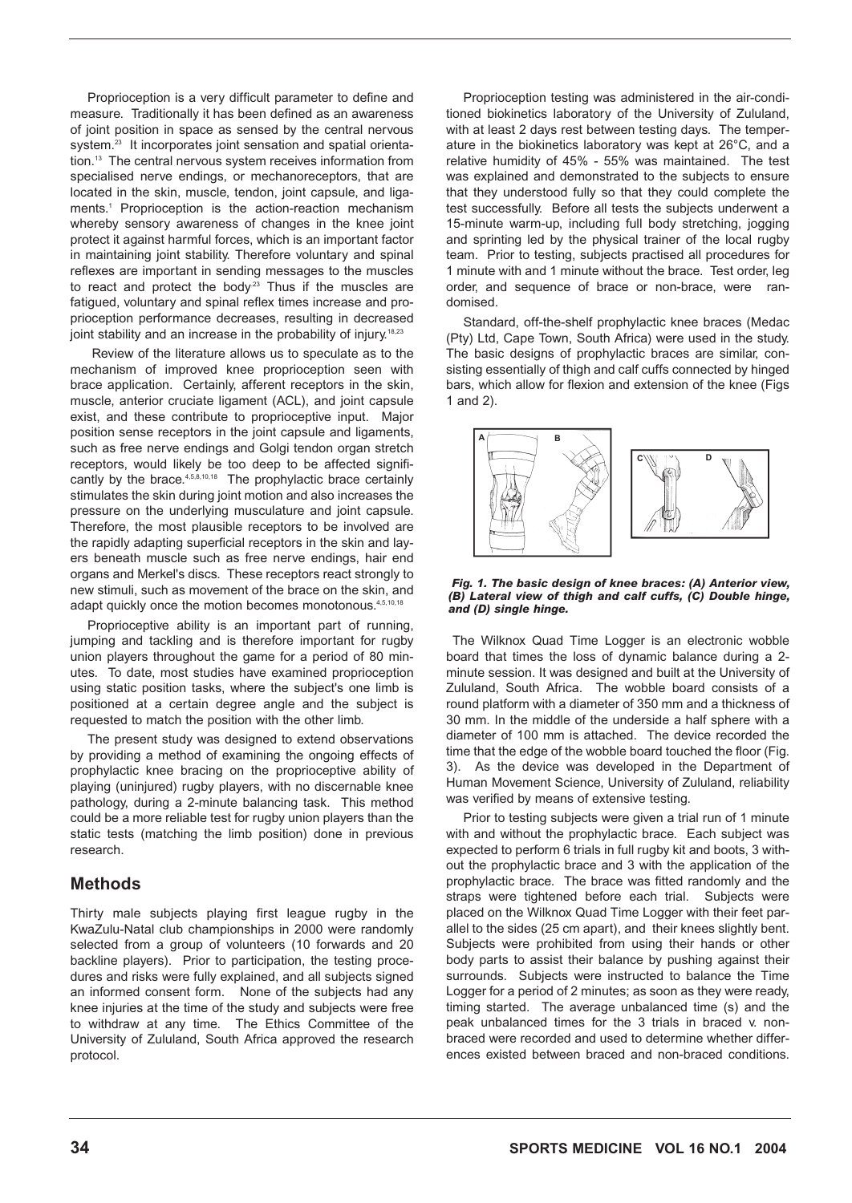Proprioception is a very difficult parameter to define and measure. Traditionally it has been defined as an awareness of joint position in space as sensed by the central nervous system.[23] It incorporates joint sensation and spatial orientation.[13] The central nervous system receives information from specialised nerve endings, or mechanoreceptors, that are located in the skin, muscle, tendon, joint capsule, and ligaments.[1] Proprioception is the action-reaction mechanism whereby sensory awareness of changes in the knee joint protect it against harmful forces, which is an important factor in maintaining joint stability. Therefore voluntary and spinal reflexes are important in sending messages to the muscles to react and protect the body[23] Thus if the muscles are fatigued, voluntary and spinal reflex times increase and proprioception performance decreases, resulting in decreased joint stability and an increase in the probability of injury.[18,23]

Review of the literature allows us to speculate as to the mechanism of improved knee proprioception seen with brace application. Certainly, afferent receptors in the skin, muscle, anterior cruciate ligament (ACL), and joint capsule exist, and these contribute to proprioceptive input. Major position sense receptors in the joint capsule and ligaments, such as free nerve endings and Golgi tendon organ stretch receptors, would likely be too deep to be affected significantly by the brace.[4,5,8,10,18] The prophylactic brace certainly stimulates the skin during joint motion and also increases the pressure on the underlying musculature and joint capsule. Therefore, the most plausible receptors to be involved are the rapidly adapting superficial receptors in the skin and layers beneath muscle such as free nerve endings, hair end organs and Merkel's discs. These receptors react strongly to new stimuli, such as movement of the brace on the skin, and adapt quickly once the motion becomes monotonous.[4,5,10,18]

Proprioceptive ability is an important part of running, jumping and tackling and is therefore important for rugby union players throughout the game for a period of 80 minutes. To date, most studies have examined proprioception using static position tasks, where the subject's one limb is positioned at a certain degree angle and the subject is requested to match the position with the other limb.

The present study was designed to extend observations by providing a method of examining the ongoing effects of prophylactic knee bracing on the proprioceptive ability of playing (uninjured) rugby players, with no discernable knee pathology, during a 2-minute balancing task. This method could be a more reliable test for rugby union players than the static tests (matching the limb position) done in previous research.

## Methods

Thirty male subjects playing first league rugby in the KwaZulu-Natal club championships in 2000 were randomly selected from a group of volunteers (10 forwards and 20 backline players). Prior to participation, the testing procedures and risks were fully explained, and all subjects signed an informed consent form. None of the subjects had any knee injuries at the time of the study and subjects were free to withdraw at any time. The Ethics Committee of the University of Zululand, South Africa approved the research protocol.

Proprioception testing was administered in the air-conditioned biokinetics laboratory of the University of Zululand, with at least 2 days rest between testing days. The temperature in the biokinetics laboratory was kept at 26°C, and a relative humidity of 45% - 55% was maintained. The test was explained and demonstrated to the subjects to ensure that they understood fully so that they could complete the test successfully. Before all tests the subjects underwent a 15-minute warm-up, including full body stretching, jogging and sprinting led by the physical trainer of the local rugby team. Prior to testing, subjects practised all procedures for 1 minute with and 1 minute without the brace. Test order, leg order, and sequence of brace or non-brace, were randomised.

Standard, off-the-shelf prophylactic knee braces (Medac (Pty) Ltd, Cape Town, South Africa) were used in the study. The basic designs of prophylactic braces are similar, consisting essentially of thigh and calf cuffs connected by hinged bars, which allow for flexion and extension of the knee (Figs 1 and 2).

***Fig. 1. The basic design of knee braces: (A) Anterior view, (B) Lateral view of thigh and calf cuffs, (C) Double hinge, and (D) single hinge.***

The Wilknox Quad Time Logger is an electronic wobble board that times the loss of dynamic balance during a 2-minute session. It was designed and built at the University of Zululand, South Africa. The wobble board consists of a round platform with a diameter of 350 mm and a thickness of 30 mm. In the middle of the underside a half sphere with a diameter of 100 mm is attached. The device recorded the time that the edge of the wobble board touched the floor (Fig. 3). As the device was developed in the Department of Human Movement Science, University of Zululand, reliability was verified by means of extensive testing.

Prior to testing subjects were given a trial run of 1 minute with and without the prophylactic brace. Each subject was expected to perform 6 trials in full rugby kit and boots, 3 without the prophylactic brace and 3 with the application of the prophylactic brace. The brace was fitted randomly and the straps were tightened before each trial. Subjects were placed on the Wilknox Quad Time Logger with their feet parallel to the sides (25 cm apart), and their knees slightly bent. Subjects were prohibited from using their hands or other body parts to assist their balance by pushing against their surrounds. Subjects were instructed to balance the Time Logger for a period of 2 minutes; as soon as they were ready, timing started. The average unbalanced time (s) and the peak unbalanced times for the 3 trials in braced v. non-braced were recorded and used to determine whether differences existed between braced and non-braced conditions.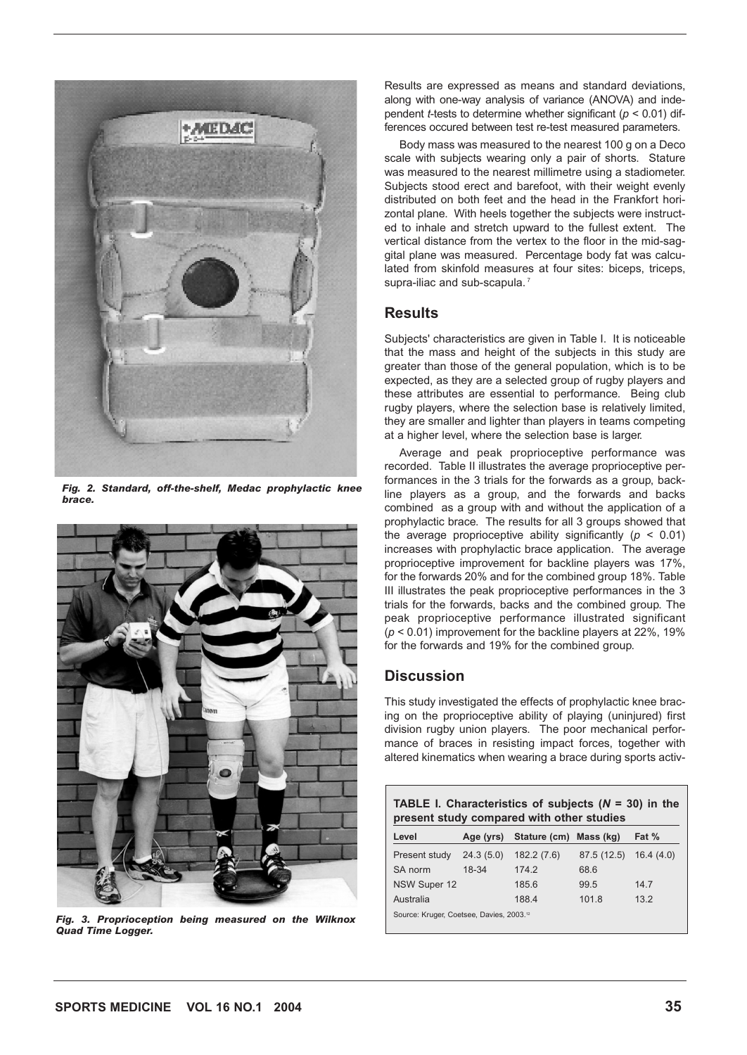Fig. 2. Standard, off-the-shelf, Medac prophylactic knee brace.

Fig. 3. Proprioception being measured on the Wilknox Quad Time Logger.

Results are expressed as means and standard deviations, along with one-way analysis of variance (ANOVA) and independent *t*-tests to determine whether significant ($p < 0.01$) differences occured between test re-test measured parameters.

Body mass was measured to the nearest 100 g on a Deco scale with subjects wearing only a pair of shorts. Stature was measured to the nearest millimetre using a stadiometer. Subjects stood erect and barefoot, with their weight evenly distributed on both feet and the head in the Frankfort horizontal plane. With heels together the subjects were instructed to inhale and stretch upward to the fullest extent. The vertical distance from the vertex to the floor in the mid-sagital plane was measured. Percentage body fat was calculated from skinfold measures at four sites: biceps, triceps, supra-iliac and sub-scapula.[7]

## Results

Subjects' characteristics are given in Table I. It is noticeable that the mass and height of the subjects in this study are greater than those of the general population, which is to be expected, as they are a selected group of rugby players and these attributes are essential to performance. Being club rugby players, where the selection base is relatively limited, they are smaller and lighter than players in teams competing at a higher level, where the selection base is larger.

Average and peak proprioceptive performance was recorded. Table II illustrates the average proprioceptive performances in the 3 trials for the forwards as a group, backline players as a group, and the forwards and backs combined as a group with and without the application of a prophylactic brace. The results for all 3 groups showed that the average proprioceptive ability significantly ($p < 0.01$) increases with prophylactic brace application. The average proprioceptive improvement for backline players was 17%, for the forwards 20% and for the combined group 18%. Table III illustrates the peak proprioceptive performances in the 3 trials for the forwards, backs and the combined group. The peak proprioceptive performance illustrated significant ($p < 0.01$) improvement for the backline players at 22%, 19% for the forwards and 19% for the combined group.

## Discussion

This study investigated the effects of prophylactic knee bracing on the proprioceptive ability of playing (uninjured) first division rugby union players. The poor mechanical performance of braces in resisting impact forces, together with altered kinematics when wearing a brace during sports activ-

**TABLE I. Characteristics of subjects ($N = 30$) in the present study compared with other studies**

| Level | Age (yrs) | Stature (cm) | Mass (kg) | Fat % |
|---|---|---|---|---|
| Present study | 24.3 (5.0) | 182.2 (7.6) | 87.5 (12.5) | 16.4 (4.0) |
| SA norm | 18-34 | 174.2 | 68.6 | |
| NSW Super 12 | | 185.6 | 99.5 | 14.7 |
| Australia | | 188.4 | 101.8 | 13.2 |

Source: Kruger, Coetsee, Davies, 2003.[12]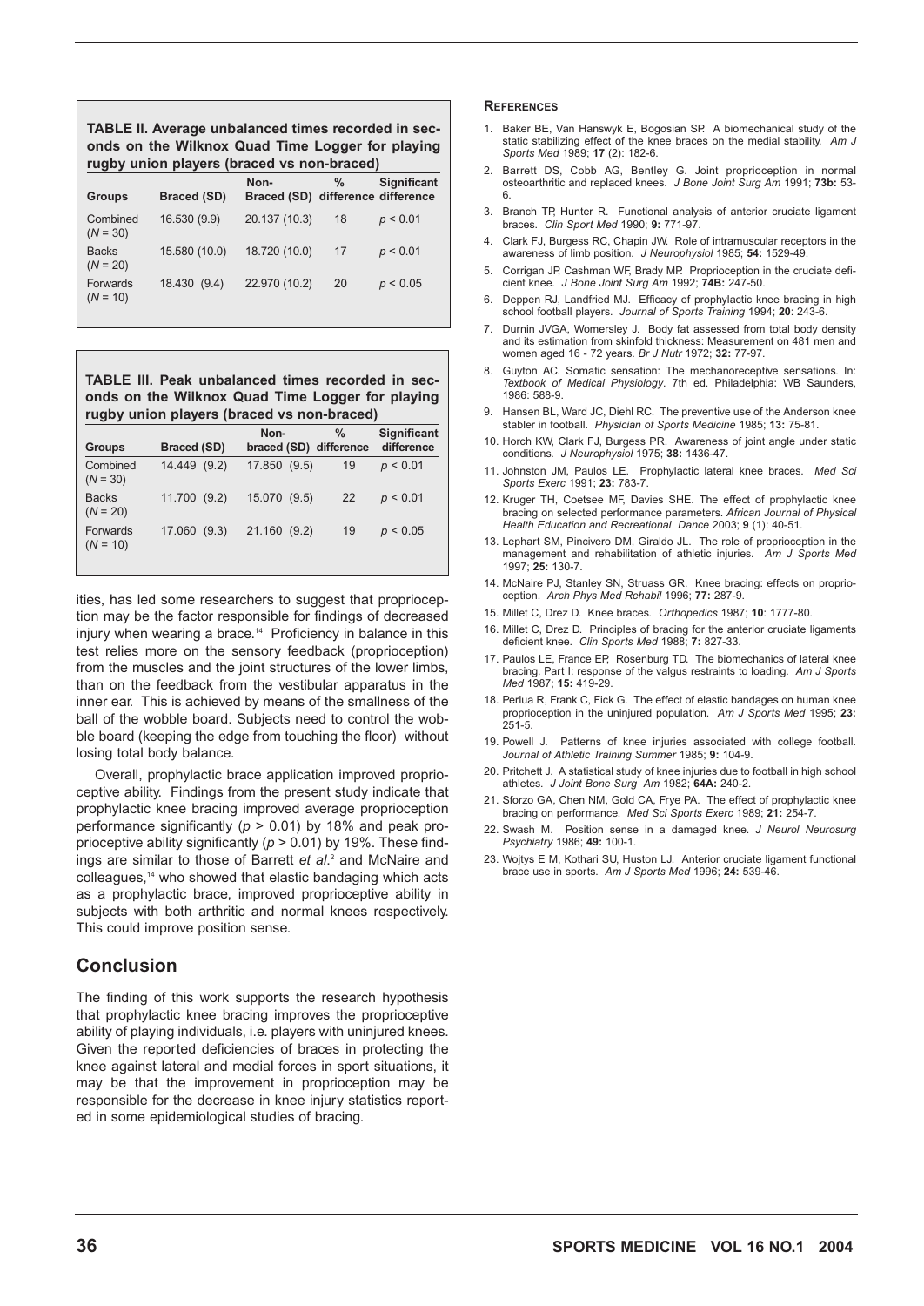**TABLE II. Average unbalanced times recorded in seconds on the Wilknox Quad Time Logger for playing rugby union players (braced vs non-braced)**

| Groups | Braced (SD) | Non-Braced (SD) | % difference | Significant difference |
|---|---|---|---|---|
| Combined ($N = 30$) | 16.530 (9.9) | 20.137 (10.3) | 18 | $p < 0.01$ |
| Backs ($N = 20$) | 15.580 (10.0) | 18.720 (10.0) | 17 | $p < 0.01$ |
| Forwards ($N = 10$) | 18.430 (9.4) | 22.970 (10.2) | 20 | $p < 0.05$ |

**TABLE III. Peak unbalanced times recorded in seconds on the Wilknox Quad Time Logger for playing rugby union players (braced vs non-braced)**

| Groups | Braced (SD) | Non-braced (SD) | % difference | Significant difference |
|---|---|---|---|---|
| Combined ($N = 30$) | 14.449 (9.2) | 17.850 (9.5) | 19 | $p < 0.01$ |
| Backs ($N = 20$) | 11.700 (9.2) | 15.070 (9.5) | 22 | $p < 0.01$ |
| Forwards ($N = 10$) | 17.060 (9.3) | 21.160 (9.2) | 19 | $p < 0.05$ |

ities, has led some researchers to suggest that proprioception may be the factor responsible for findings of decreased injury when wearing a brace.[14] Proficiency in balance in this test relies more on the sensory feedback (proprioception) from the muscles and the joint structures of the lower limbs, than on the feedback from the vestibular apparatus in the inner ear. This is achieved by means of the smallness of the ball of the wobble board. Subjects need to control the wobble board (keeping the edge from touching the floor) without losing total body balance.

Overall, prophylactic brace application improved proprioceptive ability. Findings from the present study indicate that prophylactic knee bracing improved average proprioception performance significantly ($p > 0.01$) by 18% and peak proprioceptive ability significantly ($p > 0.01$) by 19%. These findings are similar to those of Barrett *et al.*[2] and McNaire and colleagues,[14] who showed that elastic bandaging which acts as a prophylactic brace, improved proprioceptive ability in subjects with both arthritic and normal knees respectively. This could improve position sense.

## Conclusion

The finding of this work supports the research hypothesis that prophylactic knee bracing improves the proprioceptive ability of playing individuals, i.e. players with uninjured knees. Given the reported deficiencies of braces in protecting the knee against lateral and medial forces in sport situations, it may be that the improvement in proprioception may be responsible for the decrease in knee injury statistics reported in some epidemiological studies of bracing.

### References

1. Baker BE, Van Hanswyk E, Bogosian SP. A biomechanical study of the static stabilizing effect of the knee braces on the medial stability. *Am J Sports Med* 1989; **17** (2): 182-6.
2. Barrett DS, Cobb AG, Bentley G. Joint proprioception in normal osteoarthritic and replaced knees. *J Bone Joint Surg Am* 1991; **73b:** 53-6.
3. Branch TP, Hunter R. Functional analysis of anterior cruciate ligament braces. *Clin Sport Med* 1990; **9:** 771-97.
4. Clark FJ, Burgess RC, Chapin JW. Role of intramuscular receptors in the awareness of limb position. *J Neurophysiol* 1985; **54:** 1529-49.
5. Corrigan JP, Cashman WF, Brady MP. Proprioception in the cruciate deficient knee. *J Bone Joint Surg Am* 1992; **74B:** 247-50.
6. Deppen RJ, Landfried MJ. Efficacy of prophylactic knee bracing in high school football players. *Journal of Sports Training* 1994; **20**: 243-6.
7. Durnin JVGA, Womersley J. Body fat assessed from total body density and its estimation from skinfold thickness: Measurement on 481 men and women aged 16 - 72 years. *Br J Nutr* 1972; **32:** 77-97.
8. Guyton AC. Somatic sensation: The mechanoreceptive sensations. In: *Textbook of Medical Physiology*. 7th ed. Philadelphia: WB Saunders, 1986: 588-9.
9. Hansen BL, Ward JC, Diehl RC. The preventive use of the Anderson knee stabler in football. *Physician of Sports Medicine* 1985; **13:** 75-81.
10. Horch KW, Clark FJ, Burgess PR. Awareness of joint angle under static conditions. *J Neurophysiol* 1975; **38:** 1436-47.
11. Johnston JM, Paulos LE. Prophylactic lateral knee braces. *Med Sci Sports Exerc* 1991; **23:** 783-7.
12. Kruger TH, Coetsee MF, Davies SHE. The effect of prophylactic knee bracing on selected performance parameters. *African Journal of Physical Health Education and Recreational Dance* 2003; **9** (1): 40-51.
13. Lephart SM, Pincivero DM, Giraldo JL. The role of proprioception in the management and rehabilitation of athletic injuries. *Am J Sports Med* 1997; **25:** 130-7.
14. McNaire PJ, Stanley SN, Struass GR. Knee bracing: effects on proprioception. *Arch Phys Med Rehabil* 1996; **77:** 287-9.
15. Millet C, Drez D. Knee braces. *Orthopedics* 1987; **10**: 1777-80.
16. Millet C, Drez D. Principles of bracing for the anterior cruciate ligaments deficient knee. *Clin Sports Med* 1988; **7:** 827-33.
17. Paulos LE, France EP, Rosenburg TD. The biomechanics of lateral knee bracing. Part I: response of the valgus restraints to loading. *Am J Sports Med* 1987; **15:** 419-29.
18. Perlua R, Frank C, Fick G. The effect of elastic bandages on human knee proprioception in the uninjured population. *Am J Sports Med* 1995; **23:** 251-5.
19. Powell J. Patterns of knee injuries associated with college football. *Journal of Athletic Training Summer* 1985; **9:** 104-9.
20. Pritchett J. A statistical study of knee injuries due to football in high school athletes. *J Joint Bone Surg Am* 1982; **64A:** 240-2.
21. Sforzo GA, Chen NM, Gold CA, Frye PA. The effect of prophylactic knee bracing on performance. *Med Sci Sports Exerc* 1989; **21:** 254-7.
22. Swash M. Position sense in a damaged knee. *J Neurol Neurosurg Psychiatry* 1986; **49:** 100-1.
23. Wojtys E M, Kothari SU, Huston LJ. Anterior cruciate ligament functional brace use in sports. *Am J Sports Med* 1996; **24:** 539-46.